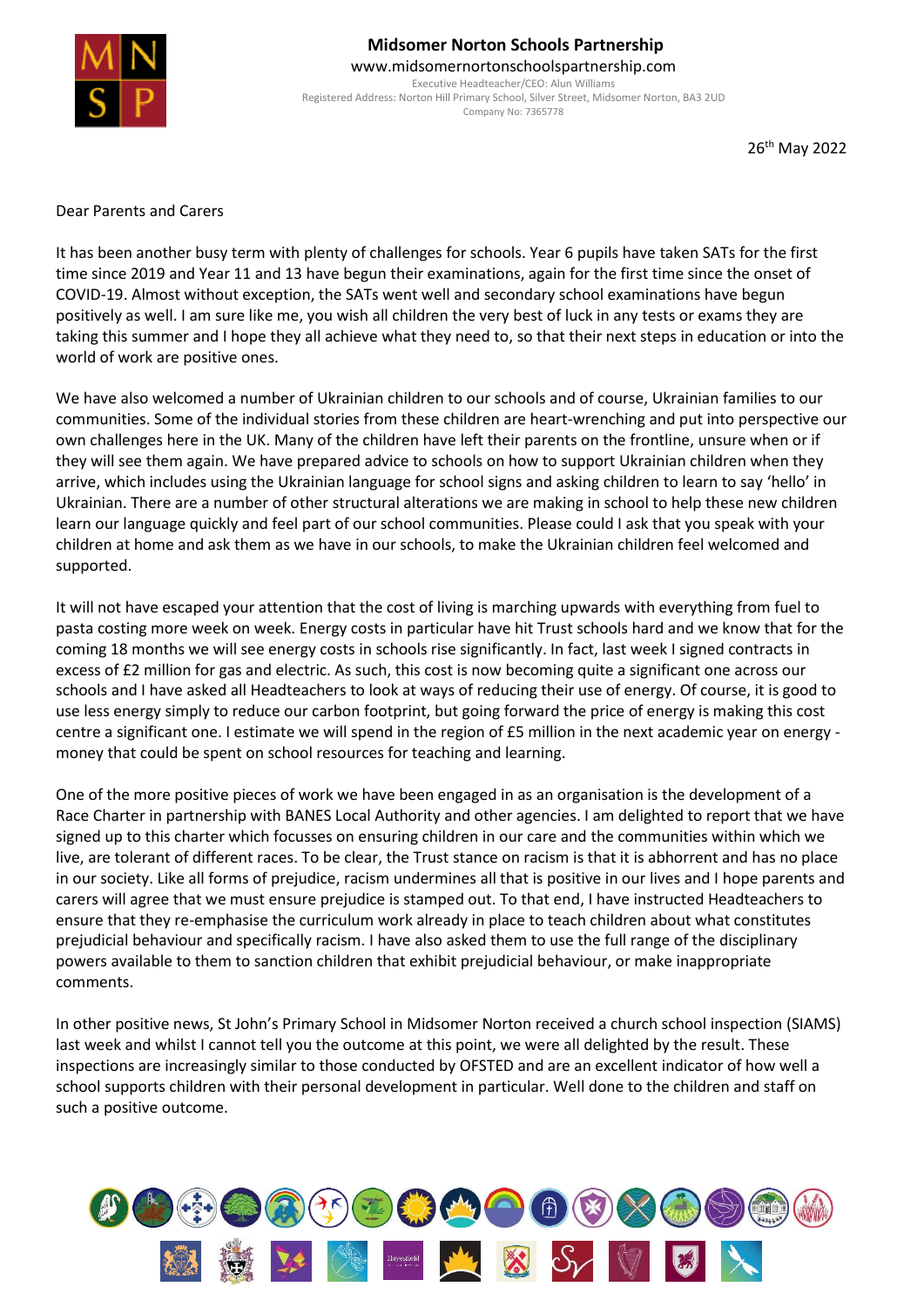**Midsomer Norton Schools Partnership**

www.midsomernortonschoolspartnership.com

Executive Headteacher/CEO: Alun Williams

Registered Address: Norton Hill Primary School, Silver Street, Midsomer Norton, BA3 2UD

Company No: 7365778

26th May 2022

Dear Parents and Carers

It has been another busy term with plenty of challenges for schools. Year 6 pupils have taken SATs for the first time since 2019 and Year 11 and 13 have begun their examinations, again for the first time since the onset of COVID-19. Almost without exception, the SATs went well and secondary school examinations have begun positively as well. I am sure like me, you wish all children the very best of luck in any tests or exams they are taking this summer and I hope they all achieve what they need to, so that their next steps in education or into the world of work are positive ones.

We have also welcomed a number of Ukrainian children to our schools and of course, Ukrainian families to our communities. Some of the individual stories from these children are heart-wrenching and put into perspective our own challenges here in the UK. Many of the children have left their parents on the frontline, unsure when or if they will see them again. We have prepared advice to schools on how to support Ukrainian children when they arrive, which includes using the Ukrainian language for school signs and asking children to learn to say 'hello' in Ukrainian. There are a number of other structural alterations we are making in school to help these new children learn our language quickly and feel part of our school communities. Please could I ask that you speak with your children at home and ask them as we have in our schools, to make the Ukrainian children feel welcomed and supported.

It will not have escaped your attention that the cost of living is marching upwards with everything from fuel to pasta costing more week on week. Energy costs in particular have hit Trust schools hard and we know that for the coming 18 months we will see energy costs in schools rise significantly. In fact, last week I signed contracts in excess of £2 million for gas and electric. As such, this cost is now becoming quite a significant one across our schools and I have asked all Headteachers to look at ways of reducing their use of energy. Of course, it is good to use less energy simply to reduce our carbon footprint, but going forward the price of energy is making this cost centre a significant one. I estimate we will spend in the region of £5 million in the next academic year on energy - money that could be spent on school resources for teaching and learning.

One of the more positive pieces of work we have been engaged in as an organisation is the development of a Race Charter in partnership with BANES Local Authority and other agencies. I am delighted to report that we have signed up to this charter which focusses on ensuring children in our care and the communities within which we live, are tolerant of different races. To be clear, the Trust stance on racism is that it is abhorrent and has no place in our society. Like all forms of prejudice, racism undermines all that is positive in our lives and I hope parents and carers will agree that we must ensure prejudice is stamped out. To that end, I have instructed Headteachers to ensure that they re-emphasise the curriculum work already in place to teach children about what constitutes prejudicial behaviour and specifically racism. I have also asked them to use the full range of the disciplinary powers available to them to sanction children that exhibit prejudicial behaviour, or make inappropriate comments.

In other positive news, St John's Primary School in Midsomer Norton received a church school inspection (SIAMS) last week and whilst I cannot tell you the outcome at this point, we were all delighted by the result. These inspections are increasingly similar to those conducted by OFSTED and are an excellent indicator of how well a school supports children with their personal development in particular. Well done to the children and staff on such a positive outcome.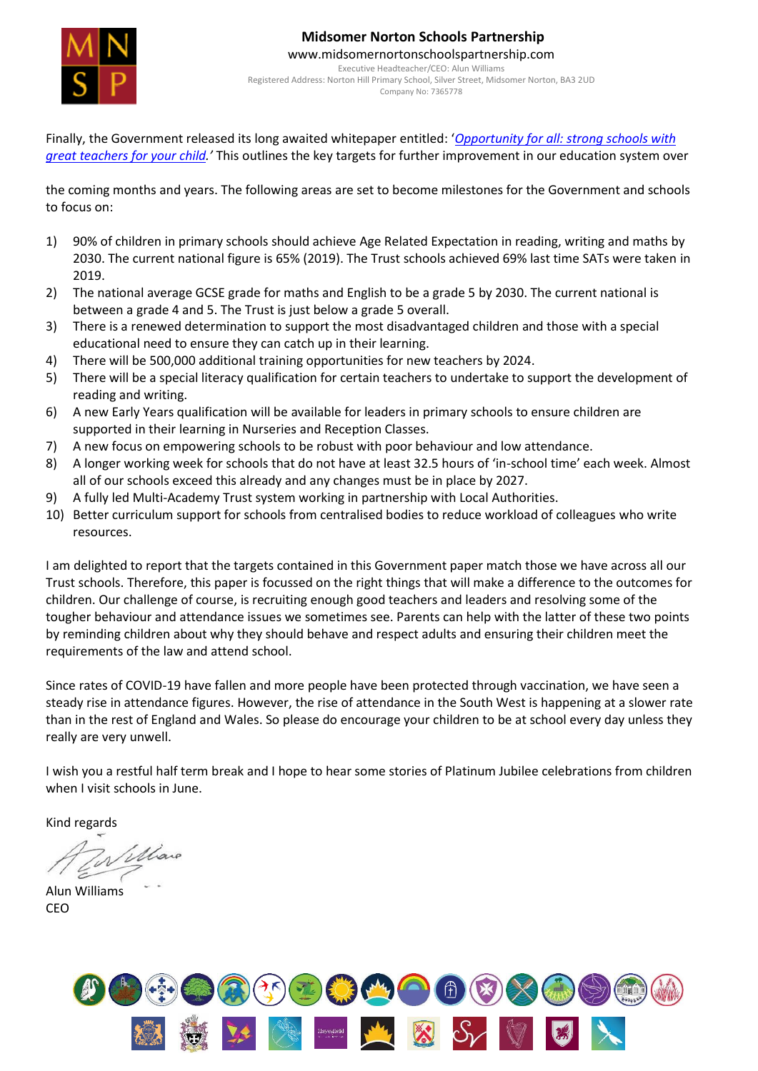Finally, the Government released its long awaited whitepaper entitled: '*Opportunity for all: strong schools with great teachers for your child*.' This outlines the key targets for further improvement in our education system over

the coming months and years. The following areas are set to become milestones for the Government and schools to focus on:

1) 90% of children in primary schools should achieve Age Related Expectation in reading, writing and maths by 2030. The current national figure is 65% (2019). The Trust schools achieved 69% last time SATs were taken in 2019.
2) The national average GCSE grade for maths and English to be a grade 5 by 2030. The current national is between a grade 4 and 5. The Trust is just below a grade 5 overall.
3) There is a renewed determination to support the most disadvantaged children and those with a special educational need to ensure they can catch up in their learning.
4) There will be 500,000 additional training opportunities for new teachers by 2024.
5) There will be a special literacy qualification for certain teachers to undertake to support the development of reading and writing.
6) A new Early Years qualification will be available for leaders in primary schools to ensure children are supported in their learning in Nurseries and Reception Classes.
7) A new focus on empowering schools to be robust with poor behaviour and low attendance.
8) A longer working week for schools that do not have at least 32.5 hours of 'in-school time' each week. Almost all of our schools exceed this already and any changes must be in place by 2027.
9) A fully led Multi-Academy Trust system working in partnership with Local Authorities.
10) Better curriculum support for schools from centralised bodies to reduce workload of colleagues who write resources.

I am delighted to report that the targets contained in this Government paper match those we have across all our Trust schools. Therefore, this paper is focussed on the right things that will make a difference to the outcomes for children. Our challenge of course, is recruiting enough good teachers and leaders and resolving some of the tougher behaviour and attendance issues we sometimes see. Parents can help with the latter of these two points by reminding children about why they should behave and respect adults and ensuring their children meet the requirements of the law and attend school.

Since rates of COVID-19 have fallen and more people have been protected through vaccination, we have seen a steady rise in attendance figures. However, the rise of attendance in the South West is happening at a slower rate than in the rest of England and Wales. So please do encourage your children to be at school every day unless they really are very unwell.

I wish you a restful half term break and I hope to hear some stories of Platinum Jubilee celebrations from children when I visit schools in June.

Kind regards

Alun Williams
CEO